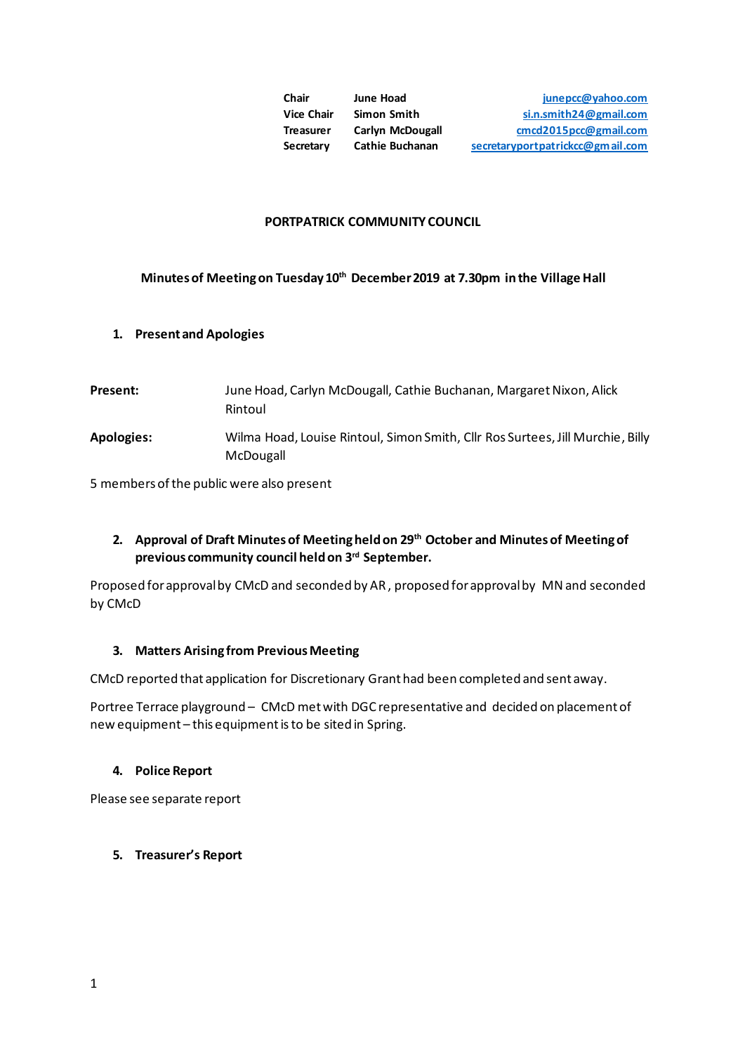| | | |
|---|---|---|
| **Chair** | **June Hoad** | junepcc@yahoo.com |
| **Vice Chair** | **Simon Smith** | si.n.smith24@gmail.com |
| **Treasurer** | **Carlyn McDougall** | cmcd2015pcc@gmail.com |
| **Secretary** | **Cathie Buchanan** | secretaryportpatrickcc@gmail.com |

# PORTPATRICK COMMUNITY COUNCIL

## Minutes of Meeting on Tuesday 10th December 2019 at 7.30pm in the Village Hall

### 1. Present and Apologies

**Present:** June Hoad, Carlyn McDougall, Cathie Buchanan, Margaret Nixon, Alick Rintoul

**Apologies:** Wilma Hoad, Louise Rintoul, Simon Smith, Cllr Ros Surtees, Jill Murchie, Billy McDougall

5 members of the public were also present

### 2. Approval of Draft Minutes of Meeting held on 29th October and Minutes of Meeting of previous community council held on 3rd September.

Proposed for approval by CMcD and seconded by AR , proposed for approval by MN and seconded by CMcD

### 3. Matters Arising from Previous Meeting

CMcD reported that application for Discretionary Grant had been completed and sent away.

Portree Terrace playground – CMcD met with DGC representative and decided on placement of new equipment – this equipment is to be sited in Spring.

### 4. Police Report

Please see separate report

### 5. Treasurer's Report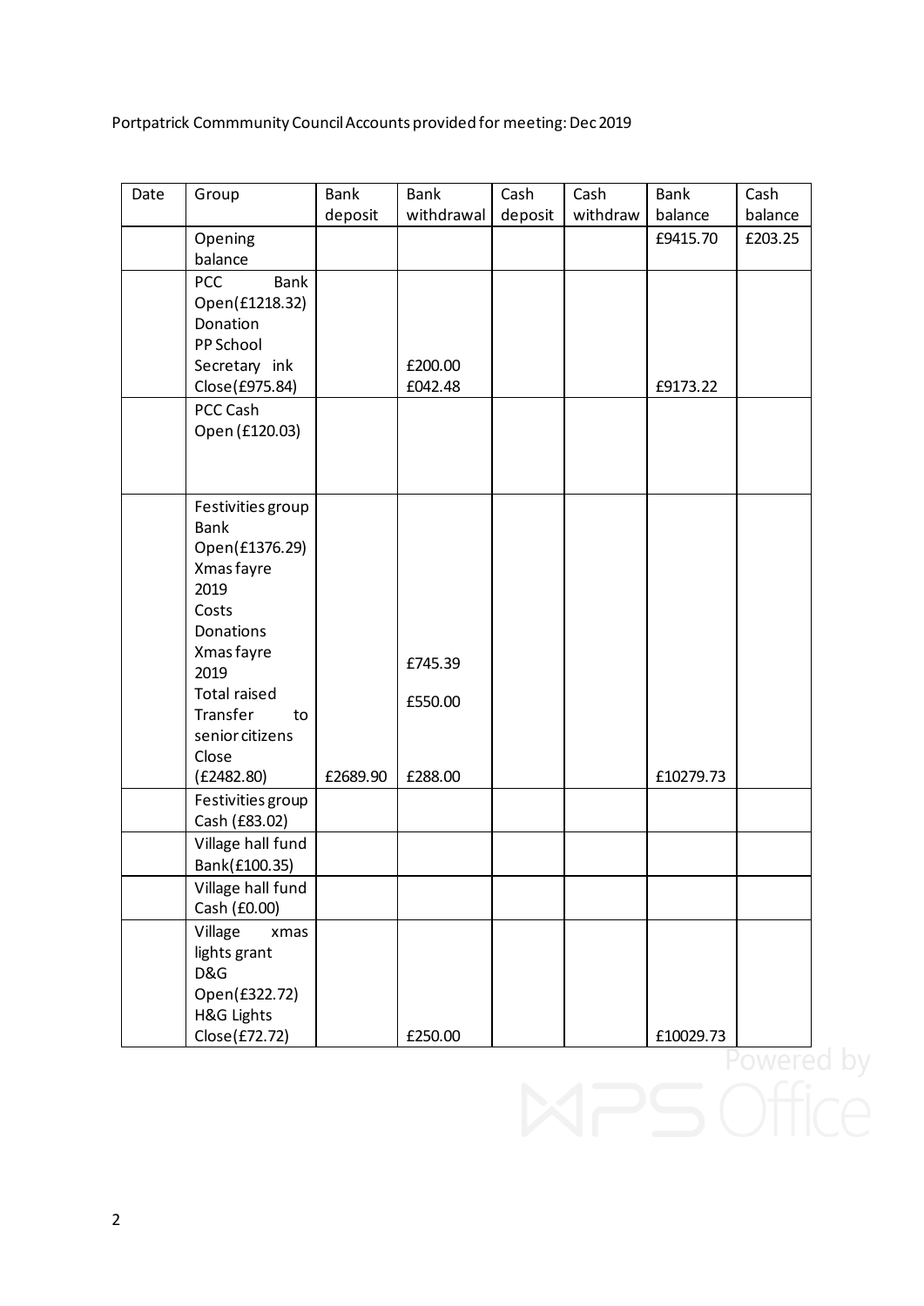Portpatrick Commmunity Council Accounts provided for meeting: Dec 2019

| Date | Group | Bank deposit | Bank withdrawal | Cash deposit | Cash withdraw | Bank balance | Cash balance |
|---|---|---|---|---|---|---|---|
| | Opening balance | | | | | £9415.70 | £203.25 |
| | PCC Bank Open(£1218.32) Donation PP School Secretary ink Close(£975.84) | | £200.00 £042.48 | | | £9173.22 | |
| | PCC Cash Open (£120.03) | | | | | | |
| | Festivities group Bank Open(£1376.29) Xmas fayre 2019 Costs Donations Xmas fayre 2019 Total raised Transfer to senior citizens Close (£2482.80) | £2689.90 | £745.39 £550.00 £288.00 | | | £10279.73 | |
| | Festivities group Cash (£83.02) | | | | | | |
| | Village hall fund Bank(£100.35) | | | | | | |
| | Village hall fund Cash (£0.00) | | | | | | |
| | Village xmas lights grant D&G Open(£322.72) H&G Lights Close(£72.72) | | £250.00 | | | £10029.73 | |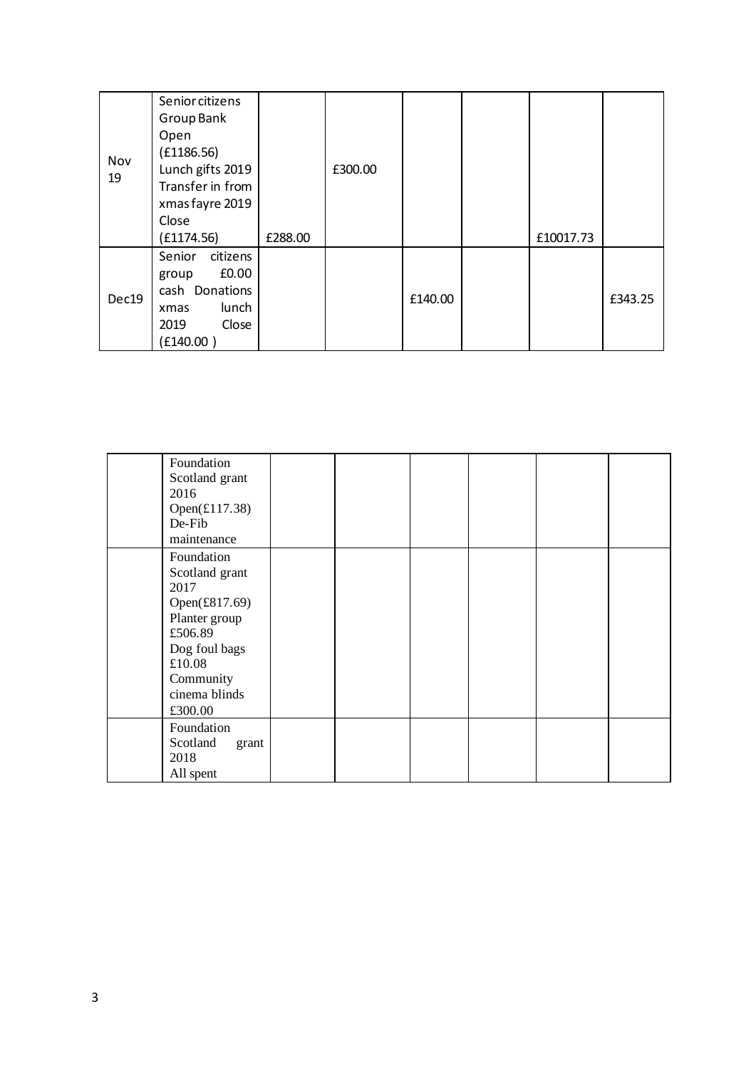| | | | | | | | |
|---|---|---|---|---|---|---|---|
| Nov 19 | Senior citizens Group Bank Open (£1186.56) Lunch gifts 2019 Transfer in from xmas fayre 2019 Close (£1174.56) | £288.00 | £300.00 | | | £10017.73 | |
| Dec19 | Senior citizens group £0.00 cash Donations xmas lunch 2019 Close (£140.00 ) | | | £140.00 | | | £343.25 |

| | | | | | | | |
|---|---|---|---|---|---|---|---|
| | Foundation Scotland grant 2016 Open(£117.38) De-Fib maintenance | | | | | | |
| | Foundation Scotland grant 2017 Open(£817.69) Planter group £506.89 Dog foul bags £10.08 Community cinema blinds £300.00 | | | | | | |
| | Foundation Scotland grant 2018 All spent | | | | | | |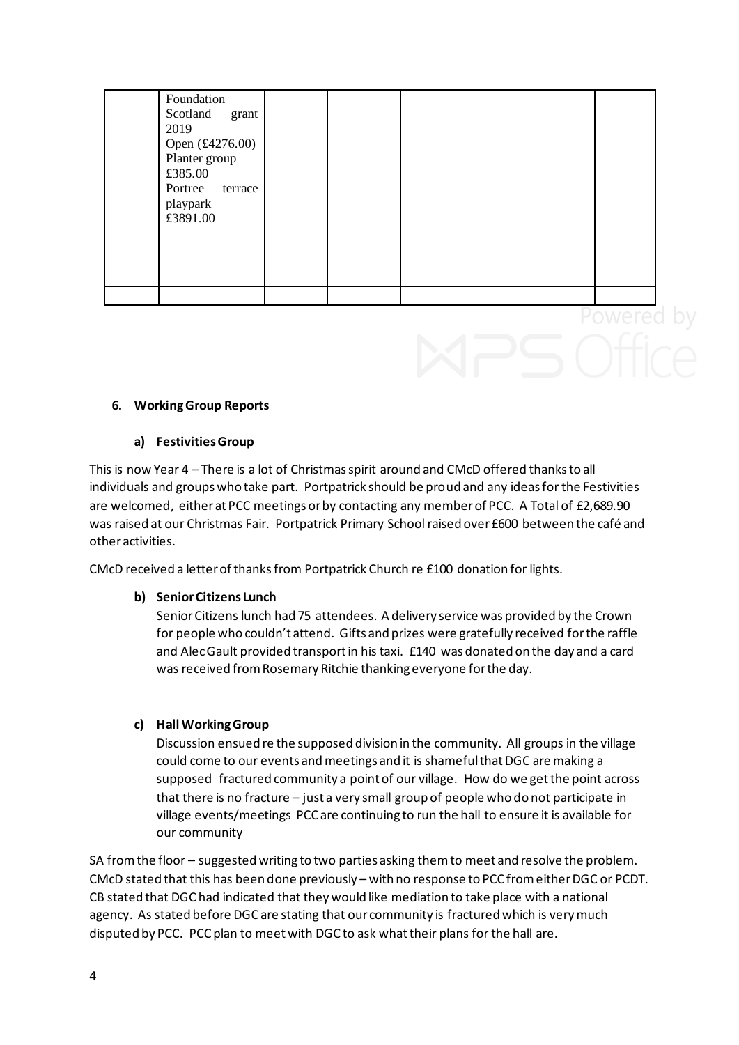|  | Foundation Scotland grant 2019 Open (£4276.00) Planter group £385.00 Portree terrace playpark £3891.00 |  |  |  |  |  |  |
|---|---|---|---|---|---|---|---|
|  |  |  |  |  |  |  |  |

**6. Working Group Reports**

**a) Festivities Group**

This is now Year 4 – There is a lot of Christmas spirit around and CMcD offered thanks to all individuals and groups who take part. Portpatrick should be proud and any ideas for the Festivities are welcomed, either at PCC meetings or by contacting any member of PCC. A Total of £2,689.90 was raised at our Christmas Fair. Portpatrick Primary School raised over £600 between the café and other activities.

CMcD received a letter of thanks from Portpatrick Church re £100 donation for lights.

**b) Senior Citizens Lunch**

Senior Citizens lunch had 75 attendees. A delivery service was provided by the Crown for people who couldn't attend. Gifts and prizes were gratefully received for the raffle and Alec Gault provided transport in his taxi. £140 was donated on the day and a card was received from Rosemary Ritchie thanking everyone for the day.

**c) Hall Working Group**

Discussion ensued re the supposed division in the community. All groups in the village could come to our events and meetings and it is shameful that DGC are making a supposed fractured community a point of our village. How do we get the point across that there is no fracture – just a very small group of people who do not participate in village events/meetings PCC are continuing to run the hall to ensure it is available for our community

SA from the floor – suggested writing to two parties asking them to meet and resolve the problem. CMcD stated that this has been done previously – with no response to PCC from either DGC or PCDT. CB stated that DGC had indicated that they would like mediation to take place with a national agency. As stated before DGC are stating that our community is fractured which is very much disputed by PCC. PCC plan to meet with DGC to ask what their plans for the hall are.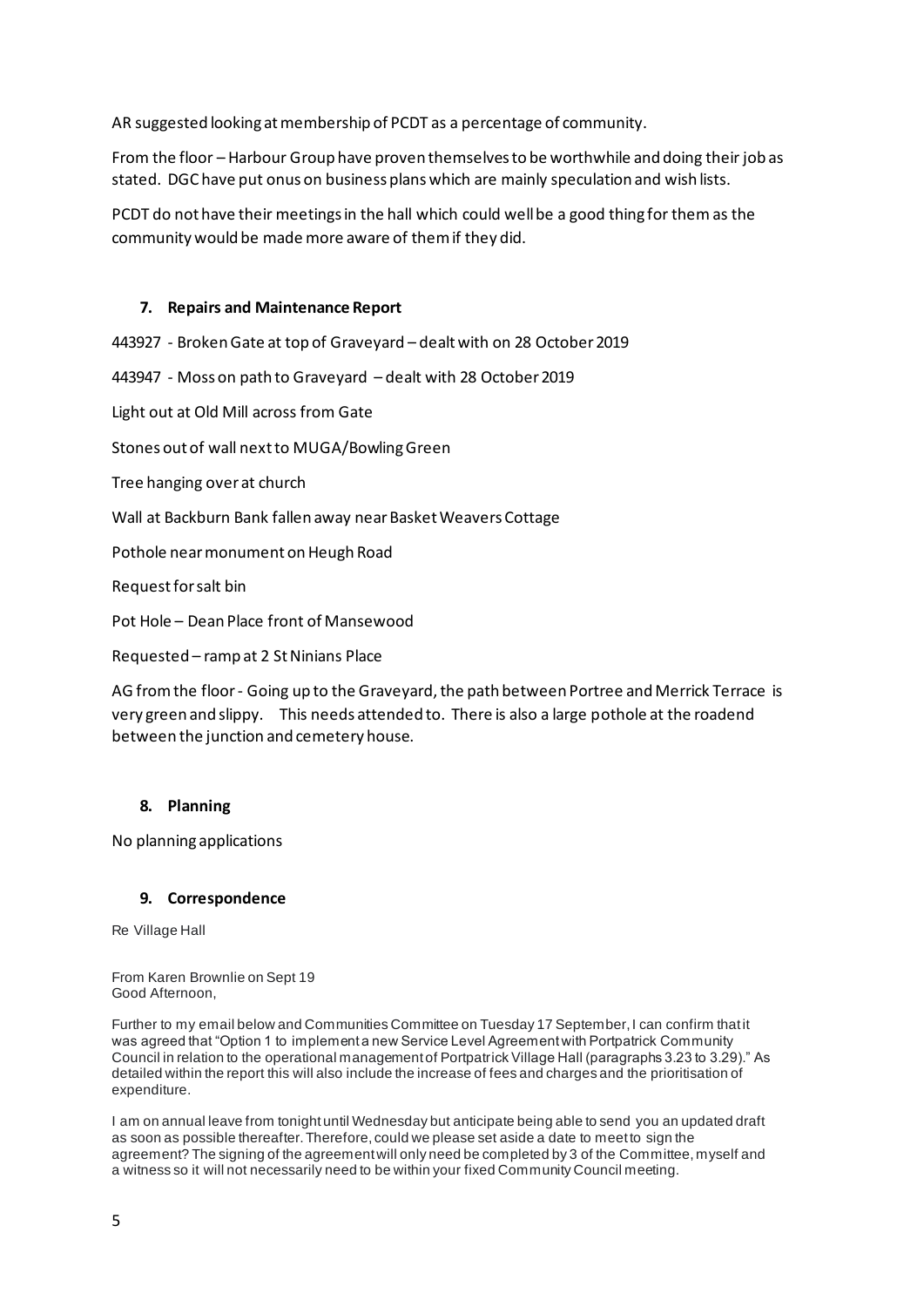AR suggested looking at membership of PCDT as a percentage of community.

From the floor – Harbour Group have proven themselves to be worthwhile and doing their job as stated. DGC have put onus on business plans which are mainly speculation and wish lists.

PCDT do not have their meetings in the hall which could well be a good thing for them as the community would be made more aware of them if they did.

## 7. Repairs and Maintenance Report

443927 - Broken Gate at top of Graveyard – dealt with on 28 October 2019

443947 - Moss on path to Graveyard – dealt with 28 October 2019

Light out at Old Mill across from Gate

Stones out of wall next to MUGA/Bowling Green

Tree hanging over at church

Wall at Backburn Bank fallen away near Basket Weavers Cottage

Pothole near monument on Heugh Road

Request for salt bin

Pot Hole – Dean Place front of Mansewood

Requested – ramp at 2 St Ninians Place

AG from the floor - Going up to the Graveyard, the path between Portree and Merrick Terrace is very green and slippy. This needs attended to. There is also a large pothole at the roadend between the junction and cemetery house.

## 8. Planning

No planning applications

## 9. Correspondence

Re Village Hall

From Karen Brownlie on Sept 19
Good Afternoon,

Further to my email below and Communities Committee on Tuesday 17 September, I can confirm that it was agreed that "Option 1 to implement a new Service Level Agreement with Portpatrick Community Council in relation to the operational management of Portpatrick Village Hall (paragraphs 3.23 to 3.29)." As detailed within the report this will also include the increase of fees and charges and the prioritisation of expenditure.

I am on annual leave from tonight until Wednesday but anticipate being able to send you an updated draft as soon as possible thereafter. Therefore, could we please set aside a date to meet to sign the agreement? The signing of the agreement will only need be completed by 3 of the Committee, myself and a witness so it will not necessarily need to be within your fixed Community Council meeting.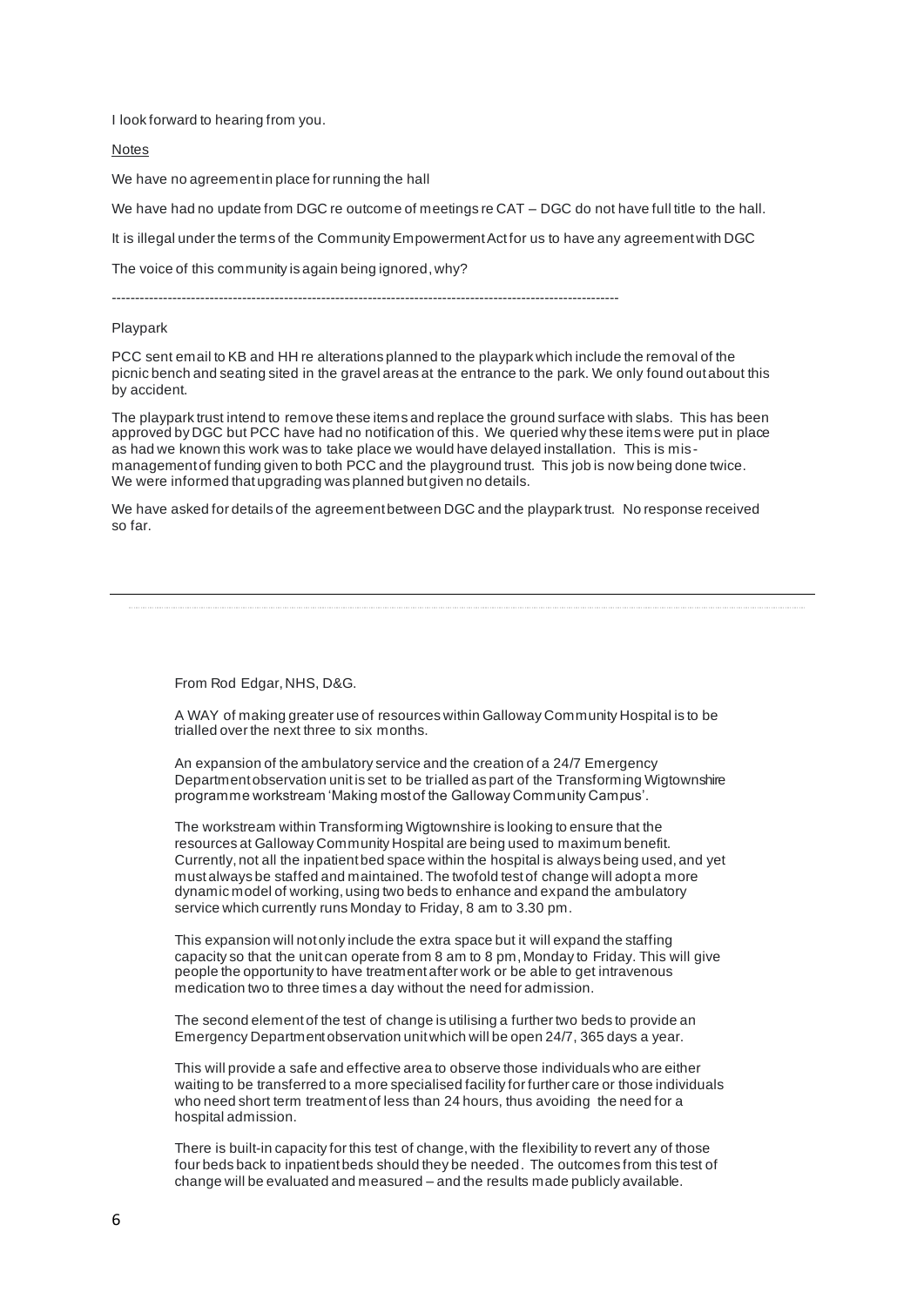I look forward to hearing from you.

Notes

We have no agreement in place for running the hall

We have had no update from DGC re outcome of meetings re CAT – DGC do not have full title to the hall.

It is illegal under the terms of the Community Empowerment Act for us to have any agreement with DGC

The voice of this community is again being ignored, why?

---

Playpark

PCC sent email to KB and HH re alterations planned to the playpark which include the removal of the picnic bench and seating sited in the gravel areas at the entrance to the park. We only found out about this by accident.

The playpark trust intend to remove these items and replace the ground surface with slabs. This has been approved by DGC but PCC have had no notification of this. We queried why these items were put in place as had we known this work was to take place we would have delayed installation. This is mis-management of funding given to both PCC and the playground trust. This job is now being done twice. We were informed that upgrading was planned but given no details.

We have asked for details of the agreement between DGC and the playpark trust. No response received so far.

---

From Rod Edgar, NHS, D&G.

A WAY of making greater use of resources within Galloway Community Hospital is to be trialled over the next three to six months.

An expansion of the ambulatory service and the creation of a 24/7 Emergency Department observation unit is set to be trialled as part of the Transforming Wigtownshire programme workstream 'Making most of the Galloway Community Campus'.

The workstream within Transforming Wigtownshire is looking to ensure that the resources at Galloway Community Hospital are being used to maximum benefit. Currently, not all the inpatient bed space within the hospital is always being used, and yet must always be staffed and maintained. The twofold test of change will adopt a more dynamic model of working, using two beds to enhance and expand the ambulatory service which currently runs Monday to Friday, 8 am to 3.30 pm.

This expansion will not only include the extra space but it will expand the staffing capacity so that the unit can operate from 8 am to 8 pm, Monday to Friday. This will give people the opportunity to have treatment after work or be able to get intravenous medication two to three times a day without the need for admission.

The second element of the test of change is utilising a further two beds to provide an Emergency Department observation unit which will be open 24/7, 365 days a year.

This will provide a safe and effective area to observe those individuals who are either waiting to be transferred to a more specialised facility for further care or those individuals who need short term treatment of less than 24 hours, thus avoiding the need for a hospital admission.

There is built-in capacity for this test of change, with the flexibility to revert any of those four beds back to inpatient beds should they be needed. The outcomes from this test of change will be evaluated and measured – and the results made publicly available.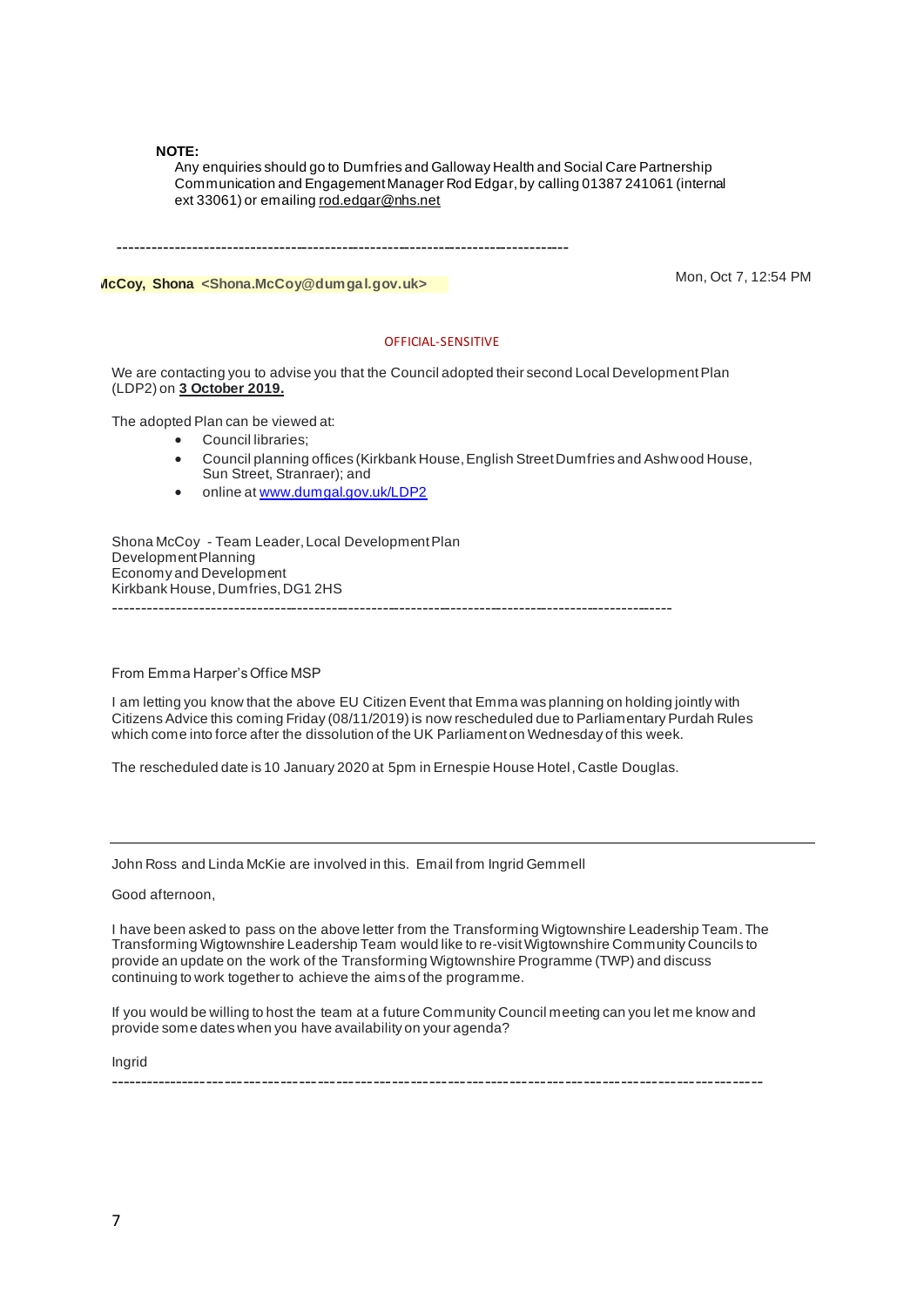**NOTE:**

Any enquiries should go to Dumfries and Galloway Health and Social Care Partnership Communication and Engagement Manager Rod Edgar, by calling 01387 241061 (internal ext 33061) or emailing rod.edgar@nhs.net

---

**McCoy, Shona <Shona.McCoy@dumgal.gov.uk>** Mon, Oct 7, 12:54 PM

OFFICIAL-SENSITIVE

We are contacting you to advise you that the Council adopted their second Local Development Plan (LDP2) on **3 October 2019.**

The adopted Plan can be viewed at:

- Council libraries;
- Council planning offices (Kirkbank House, English Street Dumfries and Ashwood House, Sun Street, Stranraer); and
- online at www.dumgal.gov.uk/LDP2

Shona McCoy - Team Leader, Local Development Plan
Development Planning
Economy and Development
Kirkbank House, Dumfries, DG1 2HS

---

From Emma Harper's Office MSP

I am letting you know that the above EU Citizen Event that Emma was planning on holding jointly with Citizens Advice this coming Friday (08/11/2019) is now rescheduled due to Parliamentary Purdah Rules which come into force after the dissolution of the UK Parliament on Wednesday of this week.

The rescheduled date is 10 January 2020 at 5pm in Ernespie House Hotel, Castle Douglas.

---

John Ross and Linda McKie are involved in this. Email from Ingrid Gemmell

Good afternoon,

I have been asked to pass on the above letter from the Transforming Wigtownshire Leadership Team. The Transforming Wigtownshire Leadership Team would like to re-visit Wigtownshire Community Councils to provide an update on the work of the Transforming Wigtownshire Programme (TWP) and discuss continuing to work together to achieve the aims of the programme.

If you would be willing to host the team at a future Community Council meeting can you let me know and provide some dates when you have availability on your agenda?

Ingrid

---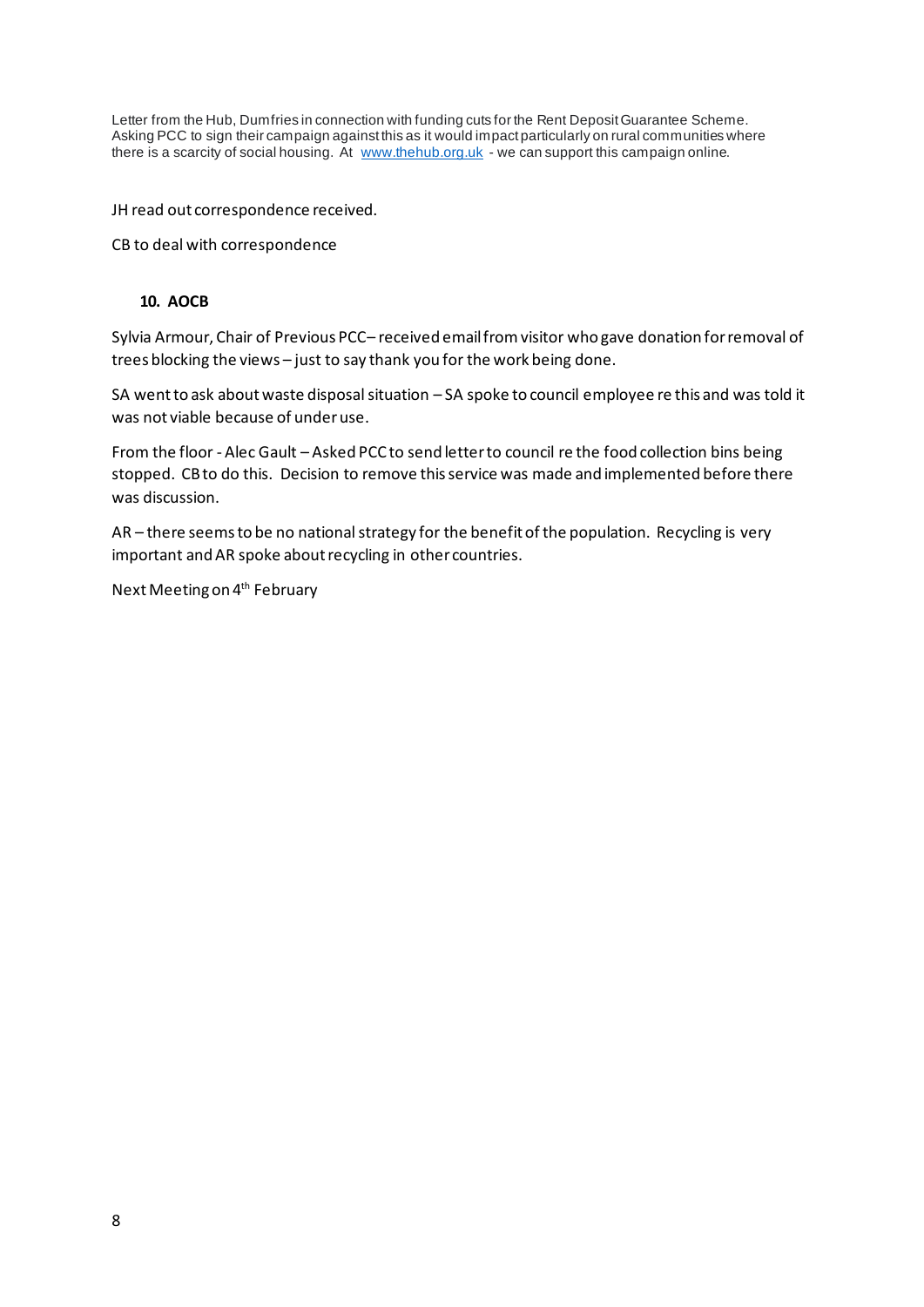Letter from the Hub, Dumfries in connection with funding cuts for the Rent Deposit Guarantee Scheme. Asking PCC to sign their campaign against this as it would impact particularly on rural communities where there is a scarcity of social housing. At www.thehub.org.uk - we can support this campaign online.

JH read out correspondence received.

CB to deal with correspondence

### 10. AOCB

Sylvia Armour, Chair of Previous PCC– received email from visitor who gave donation for removal of trees blocking the views – just to say thank you for the work being done.

SA went to ask about waste disposal situation – SA spoke to council employee re this and was told it was not viable because of under use.

From the floor - Alec Gault – Asked PCC to send letter to council re the food collection bins being stopped. CB to do this. Decision to remove this service was made and implemented before there was discussion.

AR – there seems to be no national strategy for the benefit of the population. Recycling is very important and AR spoke about recycling in other countries.

Next Meeting on 4th February